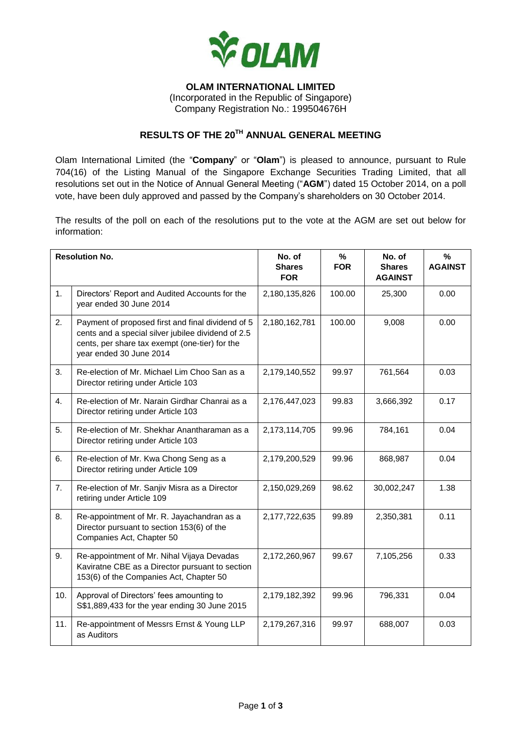**OLAM INTERNATIONAL LIMITED**
(Incorporated in the Republic of Singapore)
Company Registration No.: 199504676H

# RESULTS OF THE 20TH ANNUAL GENERAL MEETING

Olam International Limited (the "**Company**" or "**Olam**") is pleased to announce, pursuant to Rule 704(16) of the Listing Manual of the Singapore Exchange Securities Trading Limited, that all resolutions set out in the Notice of Annual General Meeting ("**AGM**") dated 15 October 2014, on a poll vote, have been duly approved and passed by the Company's shareholders on 30 October 2014.

The results of the poll on each of the resolutions put to the vote at the AGM are set out below for information:

| Resolution No. | | No. of Shares FOR | % FOR | No. of Shares AGAINST | % AGAINST |
|---|---|---|---|---|---|
| 1. | Directors' Report and Audited Accounts for the year ended 30 June 2014 | 2,180,135,826 | 100.00 | 25,300 | 0.00 |
| 2. | Payment of proposed first and final dividend of 5 cents and a special silver jubilee dividend of 2.5 cents, per share tax exempt (one-tier) for the year ended 30 June 2014 | 2,180,162,781 | 100.00 | 9,008 | 0.00 |
| 3. | Re-election of Mr. Michael Lim Choo San as a Director retiring under Article 103 | 2,179,140,552 | 99.97 | 761,564 | 0.03 |
| 4. | Re-election of Mr. Narain Girdhar Chanrai as a Director retiring under Article 103 | 2,176,447,023 | 99.83 | 3,666,392 | 0.17 |
| 5. | Re-election of Mr. Shekhar Anantharaman as a Director retiring under Article 103 | 2,173,114,705 | 99.96 | 784,161 | 0.04 |
| 6. | Re-election of Mr. Kwa Chong Seng as a Director retiring under Article 109 | 2,179,200,529 | 99.96 | 868,987 | 0.04 |
| 7. | Re-election of Mr. Sanjiv Misra as a Director retiring under Article 109 | 2,150,029,269 | 98.62 | 30,002,247 | 1.38 |
| 8. | Re-appointment of Mr. R. Jayachandran as a Director pursuant to section 153(6) of the Companies Act, Chapter 50 | 2,177,722,635 | 99.89 | 2,350,381 | 0.11 |
| 9. | Re-appointment of Mr. Nihal Vijaya Devadas Kaviratne CBE as a Director pursuant to section 153(6) of the Companies Act, Chapter 50 | 2,172,260,967 | 99.67 | 7,105,256 | 0.33 |
| 10. | Approval of Directors' fees amounting to S$1,889,433 for the year ending 30 June 2015 | 2,179,182,392 | 99.96 | 796,331 | 0.04 |
| 11. | Re-appointment of Messrs Ernst & Young LLP as Auditors | 2,179,267,316 | 99.97 | 688,007 | 0.03 |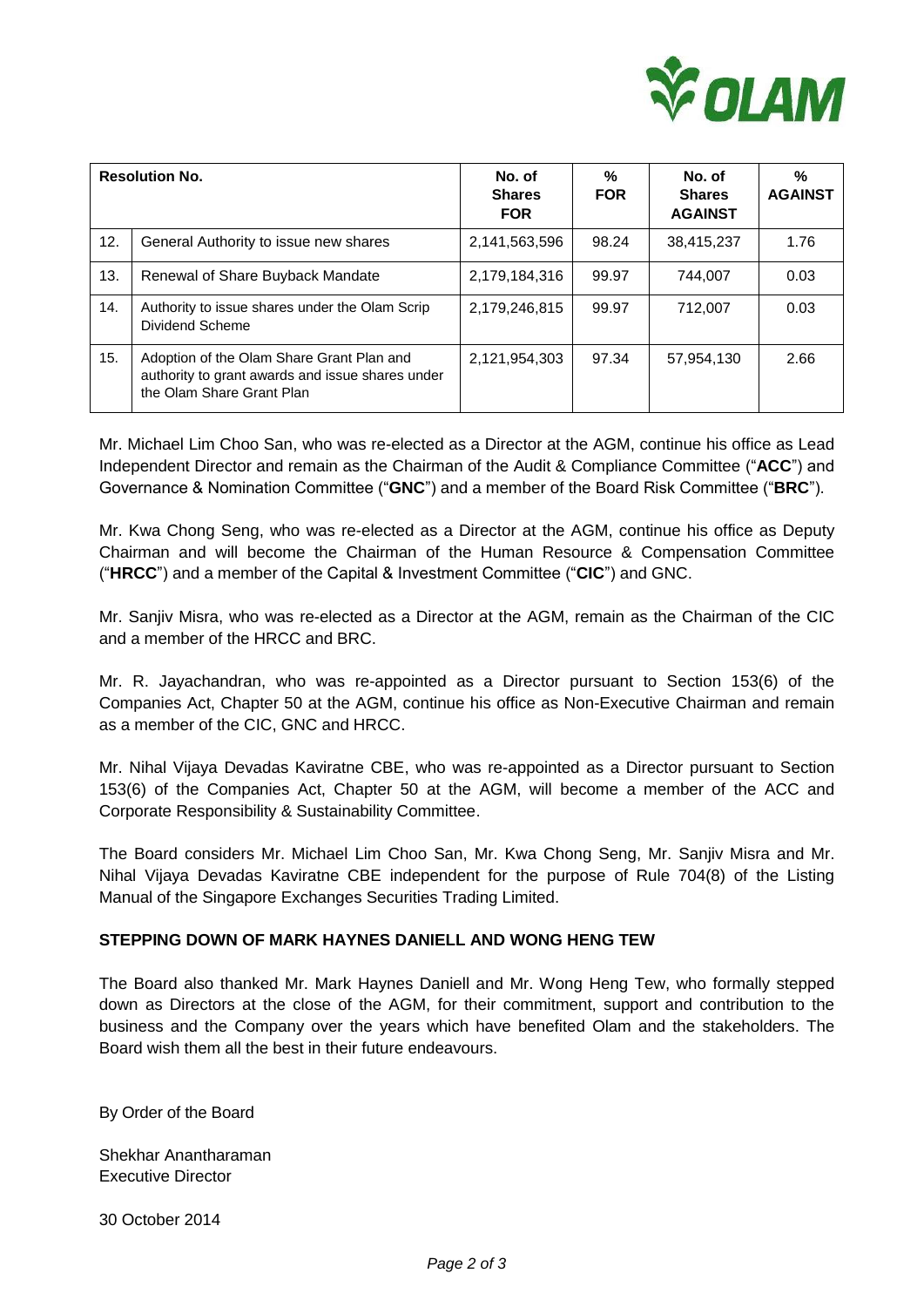| Resolution No. | | No. of Shares FOR | % FOR | No. of Shares AGAINST | % AGAINST |
|---|---|---|---|---|---|
| 12. | General Authority to issue new shares | 2,141,563,596 | 98.24 | 38,415,237 | 1.76 |
| 13. | Renewal of Share Buyback Mandate | 2,179,184,316 | 99.97 | 744,007 | 0.03 |
| 14. | Authority to issue shares under the Olam Scrip Dividend Scheme | 2,179,246,815 | 99.97 | 712,007 | 0.03 |
| 15. | Adoption of the Olam Share Grant Plan and authority to grant awards and issue shares under the Olam Share Grant Plan | 2,121,954,303 | 97.34 | 57,954,130 | 2.66 |

Mr. Michael Lim Choo San, who was re-elected as a Director at the AGM, continue his office as Lead Independent Director and remain as the Chairman of the Audit & Compliance Committee ("**ACC**") and Governance & Nomination Committee ("**GNC**") and a member of the Board Risk Committee ("**BRC**").

Mr. Kwa Chong Seng, who was re-elected as a Director at the AGM, continue his office as Deputy Chairman and will become the Chairman of the Human Resource & Compensation Committee ("**HRCC**") and a member of the Capital & Investment Committee ("**CIC**") and GNC.

Mr. Sanjiv Misra, who was re-elected as a Director at the AGM, remain as the Chairman of the CIC and a member of the HRCC and BRC.

Mr. R. Jayachandran, who was re-appointed as a Director pursuant to Section 153(6) of the Companies Act, Chapter 50 at the AGM, continue his office as Non-Executive Chairman and remain as a member of the CIC, GNC and HRCC.

Mr. Nihal Vijaya Devadas Kaviratne CBE, who was re-appointed as a Director pursuant to Section 153(6) of the Companies Act, Chapter 50 at the AGM, will become a member of the ACC and Corporate Responsibility & Sustainability Committee.

The Board considers Mr. Michael Lim Choo San, Mr. Kwa Chong Seng, Mr. Sanjiv Misra and Mr. Nihal Vijaya Devadas Kaviratne CBE independent for the purpose of Rule 704(8) of the Listing Manual of the Singapore Exchanges Securities Trading Limited.

**STEPPING DOWN OF MARK HAYNES DANIELL AND WONG HENG TEW**

The Board also thanked Mr. Mark Haynes Daniell and Mr. Wong Heng Tew, who formally stepped down as Directors at the close of the AGM, for their commitment, support and contribution to the business and the Company over the years which have benefited Olam and the stakeholders. The Board wish them all the best in their future endeavours.

By Order of the Board

Shekhar Anantharaman
Executive Director

30 October 2014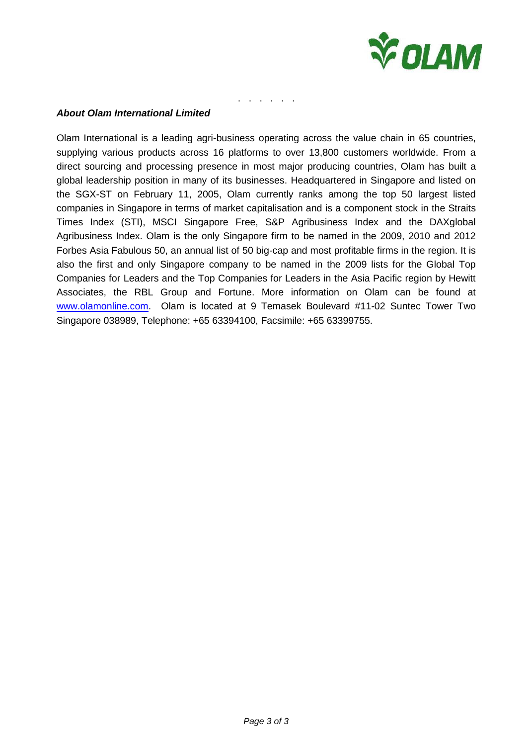. . . . . .

***About Olam International Limited***

Olam International is a leading agri-business operating across the value chain in 65 countries, supplying various products across 16 platforms to over 13,800 customers worldwide. From a direct sourcing and processing presence in most major producing countries, Olam has built a global leadership position in many of its businesses. Headquartered in Singapore and listed on the SGX-ST on February 11, 2005, Olam currently ranks among the top 50 largest listed companies in Singapore in terms of market capitalisation and is a component stock in the Straits Times Index (STI), MSCI Singapore Free, S&P Agribusiness Index and the DAXglobal Agribusiness Index. Olam is the only Singapore firm to be named in the 2009, 2010 and 2012 Forbes Asia Fabulous 50, an annual list of 50 big-cap and most profitable firms in the region. It is also the first and only Singapore company to be named in the 2009 lists for the Global Top Companies for Leaders and the Top Companies for Leaders in the Asia Pacific region by Hewitt Associates, the RBL Group and Fortune. More information on Olam can be found at www.olamonline.com. Olam is located at 9 Temasek Boulevard #11-02 Suntec Tower Two Singapore 038989, Telephone: +65 63394100, Facsimile: +65 63399755.